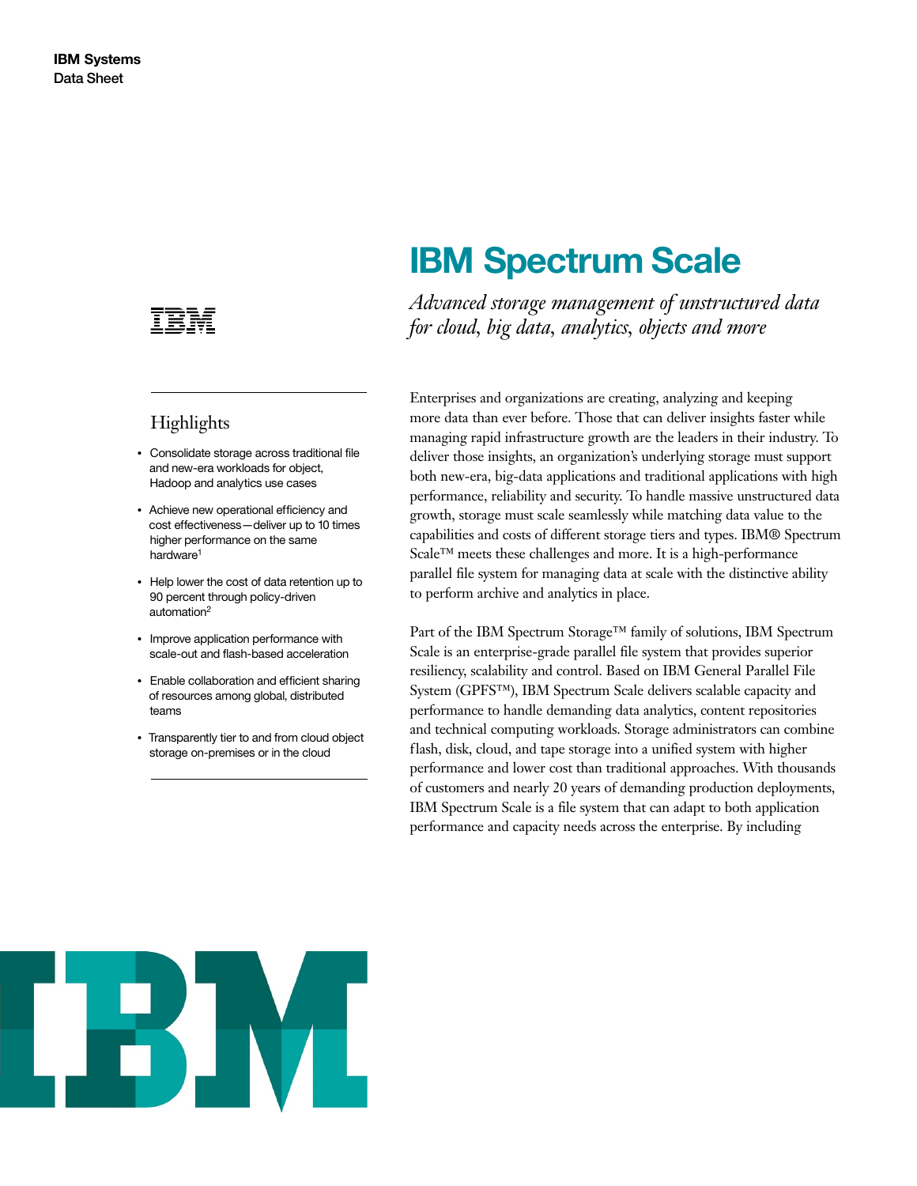IBM Systems
Data Sheet

# IBM Spectrum Scale

*Advanced storage management of unstructured data for cloud, big data, analytics, objects and more*

## Highlights

- Consolidate storage across traditional file and new-era workloads for object, Hadoop and analytics use cases
- Achieve new operational efficiency and cost effectiveness—deliver up to 10 times higher performance on the same hardware[1]
- Help lower the cost of data retention up to 90 percent through policy-driven automation[2]
- Improve application performance with scale-out and flash-based acceleration
- Enable collaboration and efficient sharing of resources among global, distributed teams
- Transparently tier to and from cloud object storage on-premises or in the cloud

Enterprises and organizations are creating, analyzing and keeping more data than ever before. Those that can deliver insights faster while managing rapid infrastructure growth are the leaders in their industry. To deliver those insights, an organization's underlying storage must support both new-era, big-data applications and traditional applications with high performance, reliability and security. To handle massive unstructured data growth, storage must scale seamlessly while matching data value to the capabilities and costs of different storage tiers and types. IBM® Spectrum Scale™ meets these challenges and more. It is a high-performance parallel file system for managing data at scale with the distinctive ability to perform archive and analytics in place.

Part of the IBM Spectrum Storage™ family of solutions, IBM Spectrum Scale is an enterprise-grade parallel file system that provides superior resiliency, scalability and control. Based on IBM General Parallel File System (GPFS™), IBM Spectrum Scale delivers scalable capacity and performance to handle demanding data analytics, content repositories and technical computing workloads. Storage administrators can combine flash, disk, cloud, and tape storage into a unified system with higher performance and lower cost than traditional approaches. With thousands of customers and nearly 20 years of demanding production deployments, IBM Spectrum Scale is a file system that can adapt to both application performance and capacity needs across the enterprise. By including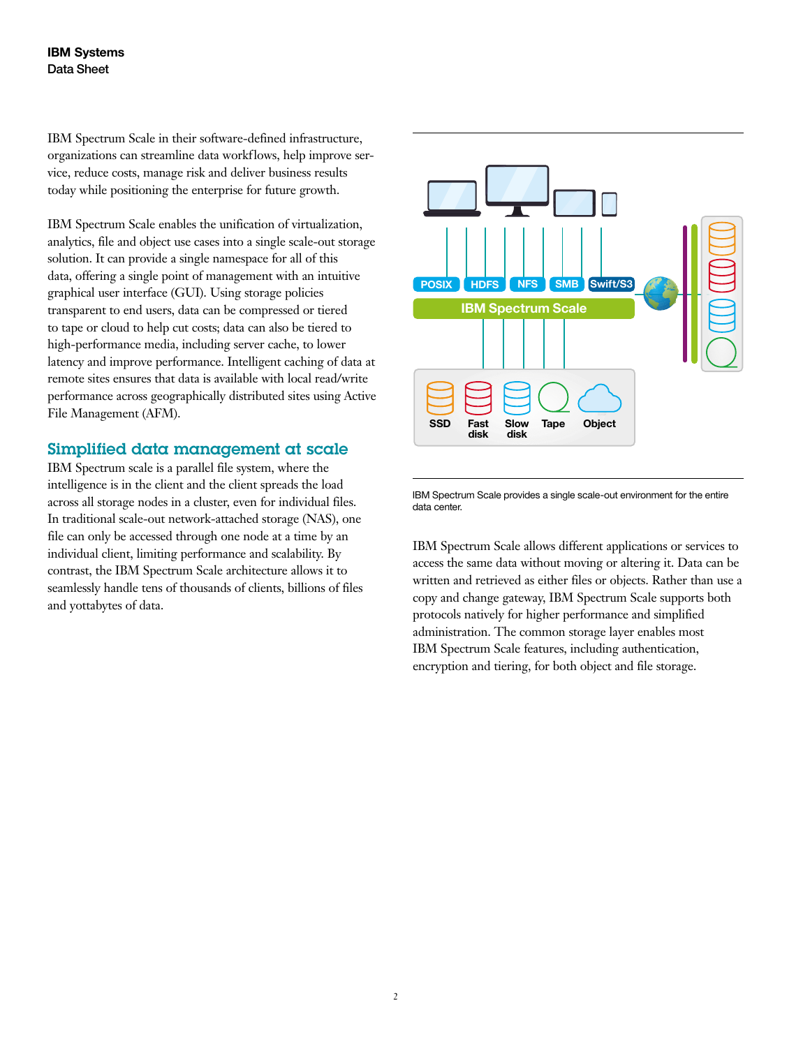IBM Spectrum Scale in their software-defined infrastructure, organizations can streamline data workflows, help improve service, reduce costs, manage risk and deliver business results today while positioning the enterprise for future growth.

IBM Spectrum Scale enables the unification of virtualization, analytics, file and object use cases into a single scale-out storage solution. It can provide a single namespace for all of this data, offering a single point of management with an intuitive graphical user interface (GUI). Using storage policies transparent to end users, data can be compressed or tiered to tape or cloud to help cut costs; data can also be tiered to high-performance media, including server cache, to lower latency and improve performance. Intelligent caching of data at remote sites ensures that data is available with local read/write performance across geographically distributed sites using Active File Management (AFM).

## Simplified data management at scale

IBM Spectrum scale is a parallel file system, where the intelligence is in the client and the client spreads the load across all storage nodes in a cluster, even for individual files. In traditional scale-out network-attached storage (NAS), one file can only be accessed through one node at a time by an individual client, limiting performance and scalability. By contrast, the IBM Spectrum Scale architecture allows it to seamlessly handle tens of thousands of clients, billions of files and yottabytes of data.

POSIX HDFS NFS SMB Swift/S3

IBM Spectrum Scale

SSD Fast disk Slow disk Tape Object

IBM Spectrum Scale provides a single scale-out environment for the entire data center.

IBM Spectrum Scale allows different applications or services to access the same data without moving or altering it. Data can be written and retrieved as either files or objects. Rather than use a copy and change gateway, IBM Spectrum Scale supports both protocols natively for higher performance and simplified administration. The common storage layer enables most IBM Spectrum Scale features, including authentication, encryption and tiering, for both object and file storage.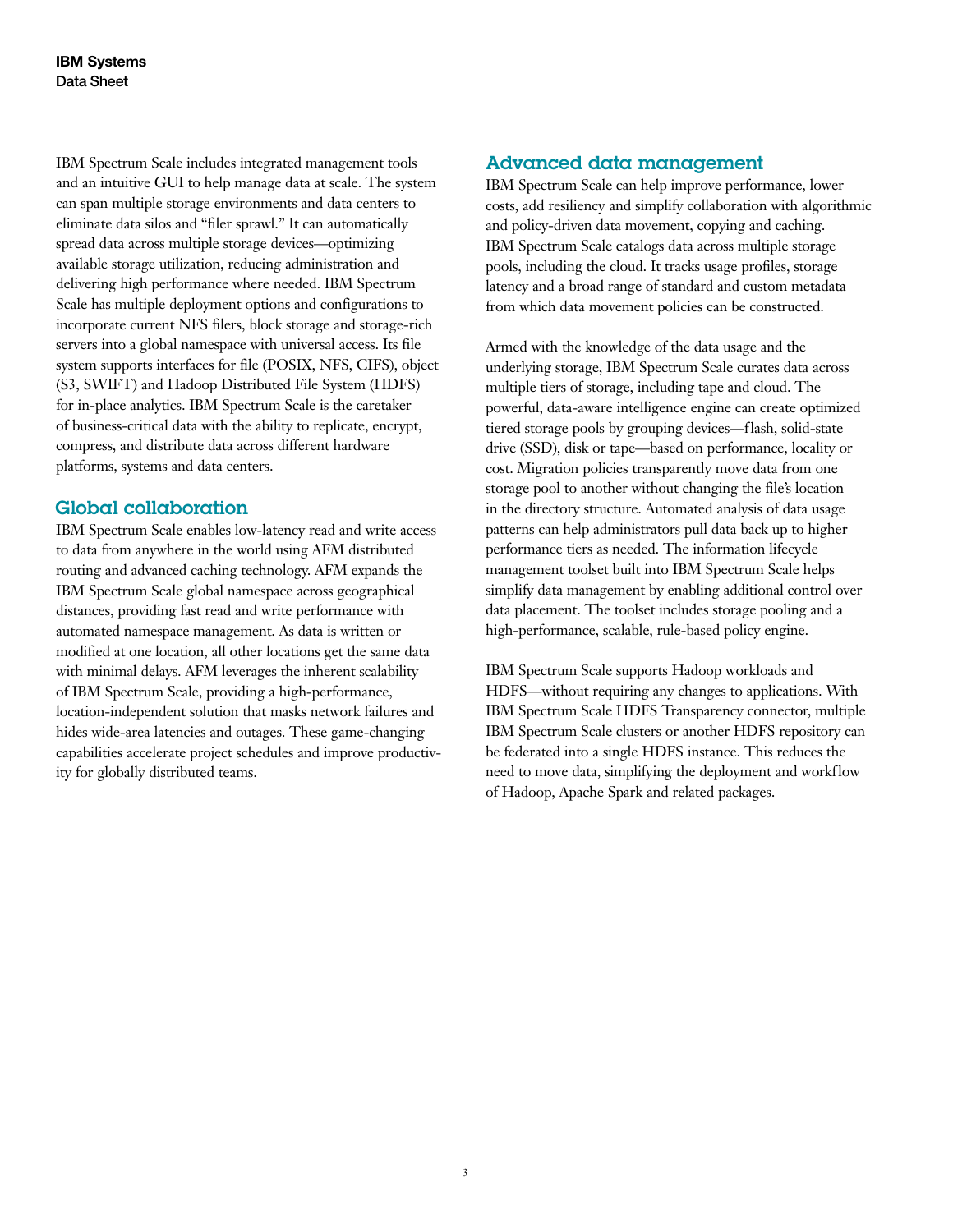IBM Spectrum Scale includes integrated management tools and an intuitive GUI to help manage data at scale. The system can span multiple storage environments and data centers to eliminate data silos and "filer sprawl." It can automatically spread data across multiple storage devices—optimizing available storage utilization, reducing administration and delivering high performance where needed. IBM Spectrum Scale has multiple deployment options and configurations to incorporate current NFS filers, block storage and storage-rich servers into a global namespace with universal access. Its file system supports interfaces for file (POSIX, NFS, CIFS), object (S3, SWIFT) and Hadoop Distributed File System (HDFS) for in-place analytics. IBM Spectrum Scale is the caretaker of business-critical data with the ability to replicate, encrypt, compress, and distribute data across different hardware platforms, systems and data centers.

## Global collaboration

IBM Spectrum Scale enables low-latency read and write access to data from anywhere in the world using AFM distributed routing and advanced caching technology. AFM expands the IBM Spectrum Scale global namespace across geographical distances, providing fast read and write performance with automated namespace management. As data is written or modified at one location, all other locations get the same data with minimal delays. AFM leverages the inherent scalability of IBM Spectrum Scale, providing a high-performance, location-independent solution that masks network failures and hides wide-area latencies and outages. These game-changing capabilities accelerate project schedules and improve productivity for globally distributed teams.

## Advanced data management

IBM Spectrum Scale can help improve performance, lower costs, add resiliency and simplify collaboration with algorithmic and policy-driven data movement, copying and caching. IBM Spectrum Scale catalogs data across multiple storage pools, including the cloud. It tracks usage profiles, storage latency and a broad range of standard and custom metadata from which data movement policies can be constructed.

Armed with the knowledge of the data usage and the underlying storage, IBM Spectrum Scale curates data across multiple tiers of storage, including tape and cloud. The powerful, data-aware intelligence engine can create optimized tiered storage pools by grouping devices—flash, solid-state drive (SSD), disk or tape—based on performance, locality or cost. Migration policies transparently move data from one storage pool to another without changing the file's location in the directory structure. Automated analysis of data usage patterns can help administrators pull data back up to higher performance tiers as needed. The information lifecycle management toolset built into IBM Spectrum Scale helps simplify data management by enabling additional control over data placement. The toolset includes storage pooling and a high-performance, scalable, rule-based policy engine.

IBM Spectrum Scale supports Hadoop workloads and HDFS—without requiring any changes to applications. With IBM Spectrum Scale HDFS Transparency connector, multiple IBM Spectrum Scale clusters or another HDFS repository can be federated into a single HDFS instance. This reduces the need to move data, simplifying the deployment and workflow of Hadoop, Apache Spark and related packages.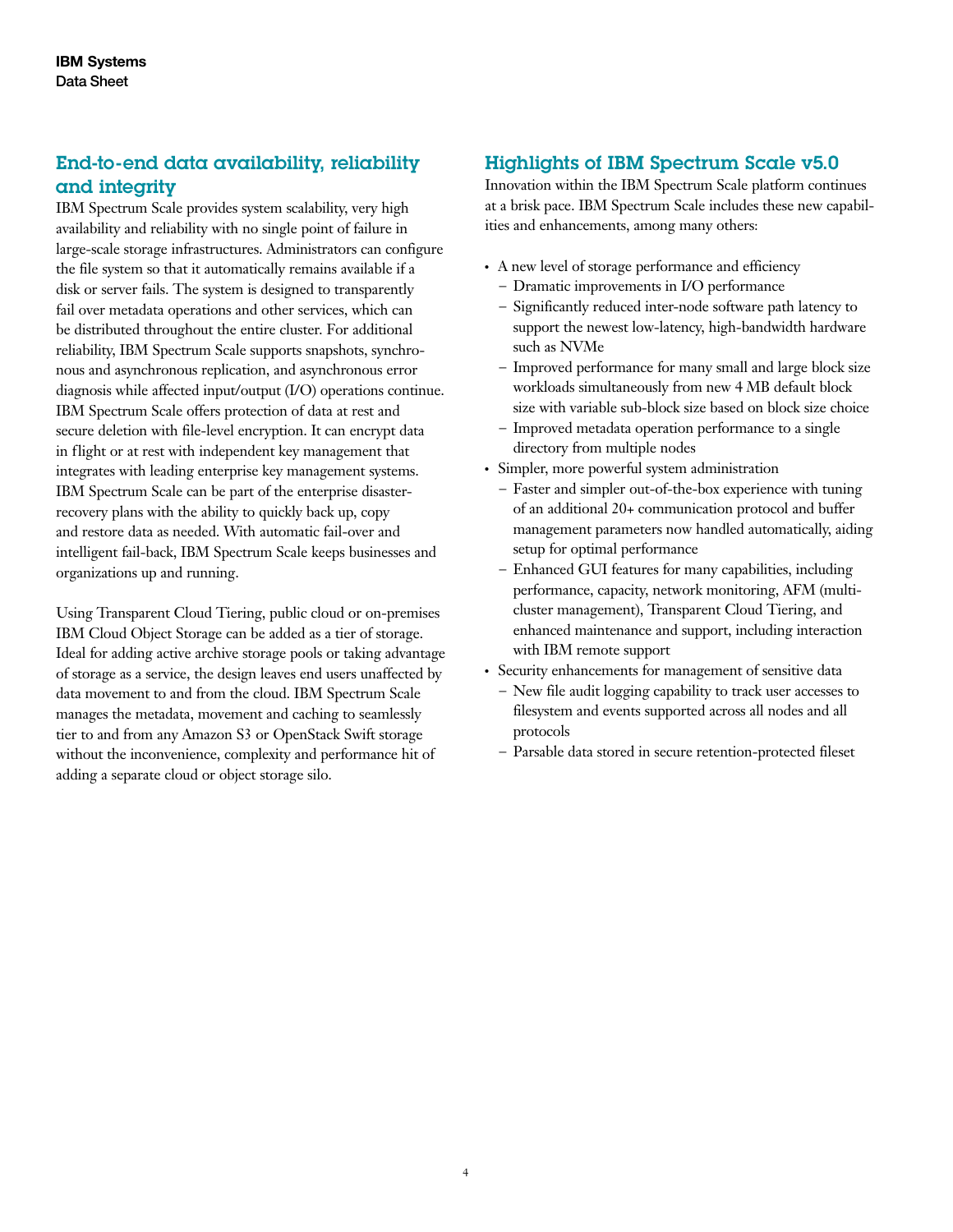## End-to-end data availability, reliability and integrity

IBM Spectrum Scale provides system scalability, very high availability and reliability with no single point of failure in large-scale storage infrastructures. Administrators can configure the file system so that it automatically remains available if a disk or server fails. The system is designed to transparently fail over metadata operations and other services, which can be distributed throughout the entire cluster. For additional reliability, IBM Spectrum Scale supports snapshots, synchronous and asynchronous replication, and asynchronous error diagnosis while affected input/output (I/O) operations continue. IBM Spectrum Scale offers protection of data at rest and secure deletion with file-level encryption. It can encrypt data in flight or at rest with independent key management that integrates with leading enterprise key management systems. IBM Spectrum Scale can be part of the enterprise disaster-recovery plans with the ability to quickly back up, copy and restore data as needed. With automatic fail-over and intelligent fail-back, IBM Spectrum Scale keeps businesses and organizations up and running.

Using Transparent Cloud Tiering, public cloud or on-premises IBM Cloud Object Storage can be added as a tier of storage. Ideal for adding active archive storage pools or taking advantage of storage as a service, the design leaves end users unaffected by data movement to and from the cloud. IBM Spectrum Scale manages the metadata, movement and caching to seamlessly tier to and from any Amazon S3 or OpenStack Swift storage without the inconvenience, complexity and performance hit of adding a separate cloud or object storage silo.

## Highlights of IBM Spectrum Scale v5.0

Innovation within the IBM Spectrum Scale platform continues at a brisk pace. IBM Spectrum Scale includes these new capabilities and enhancements, among many others:

- A new level of storage performance and efficiency
  - Dramatic improvements in I/O performance
  - Significantly reduced inter-node software path latency to support the newest low-latency, high-bandwidth hardware such as NVMe
  - Improved performance for many small and large block size workloads simultaneously from new 4 MB default block size with variable sub-block size based on block size choice
  - Improved metadata operation performance to a single directory from multiple nodes
- Simpler, more powerful system administration
  - Faster and simpler out-of-the-box experience with tuning of an additional 20+ communication protocol and buffer management parameters now handled automatically, aiding setup for optimal performance
  - Enhanced GUI features for many capabilities, including performance, capacity, network monitoring, AFM (multi-cluster management), Transparent Cloud Tiering, and enhanced maintenance and support, including interaction with IBM remote support
- Security enhancements for management of sensitive data
  - New file audit logging capability to track user accesses to filesystem and events supported across all nodes and all protocols
  - Parsable data stored in secure retention-protected fileset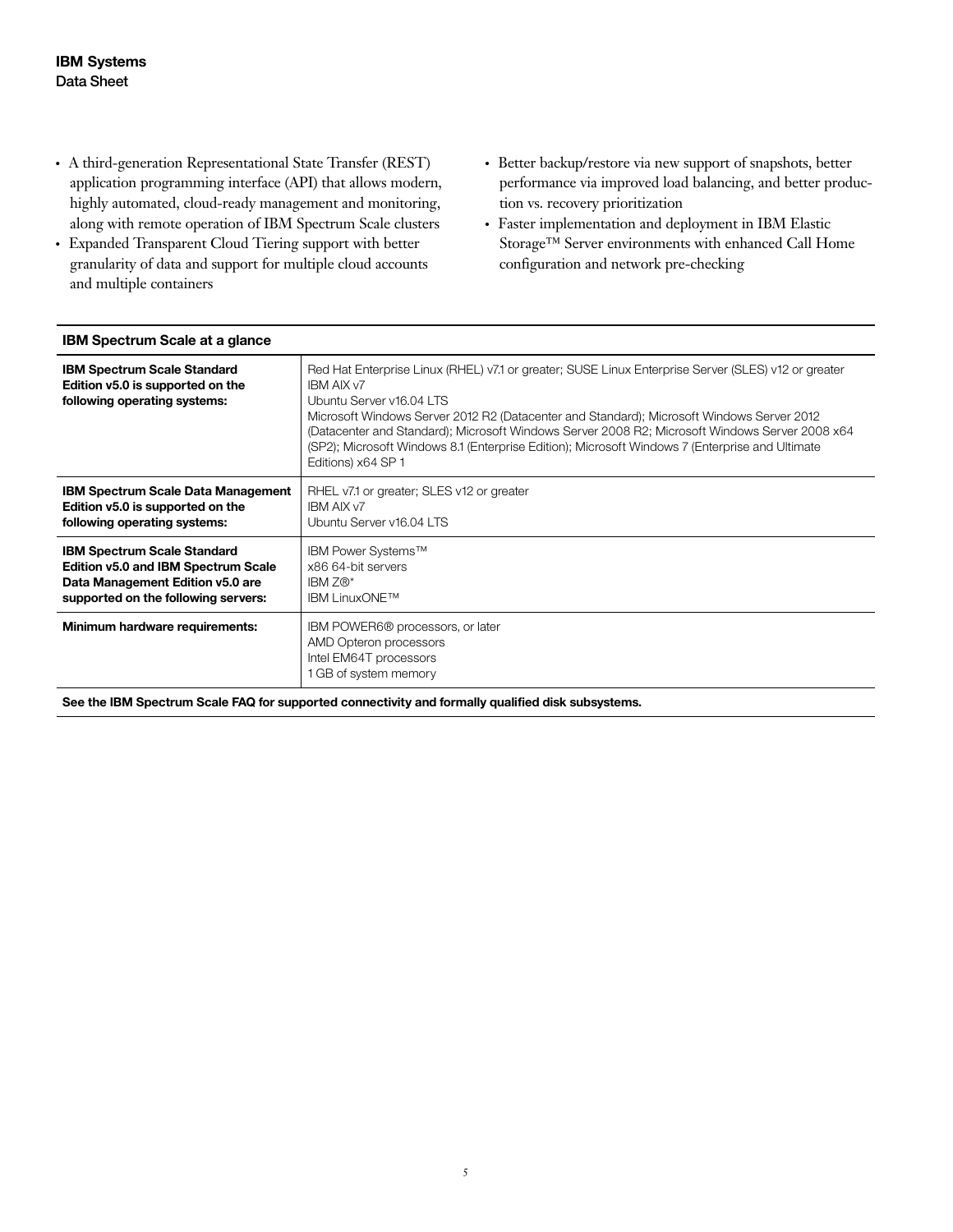- A third-generation Representational State Transfer (REST) application programming interface (API) that allows modern, highly automated, cloud-ready management and monitoring, along with remote operation of IBM Spectrum Scale clusters
- Expanded Transparent Cloud Tiering support with better granularity of data and support for multiple cloud accounts and multiple containers
- Better backup/restore via new support of snapshots, better performance via improved load balancing, and better production vs. recovery prioritization
- Faster implementation and deployment in IBM Elastic Storage™ Server environments with enhanced Call Home configuration and network pre-checking

| IBM Spectrum Scale at a glance | |
|---|---|
| **IBM Spectrum Scale Standard Edition v5.0 is supported on the following operating systems:** | Red Hat Enterprise Linux (RHEL) v7.1 or greater; SUSE Linux Enterprise Server (SLES) v12 or greater<br>IBM AIX v7<br>Ubuntu Server v16.04 LTS<br>Microsoft Windows Server 2012 R2 (Datacenter and Standard); Microsoft Windows Server 2012 (Datacenter and Standard); Microsoft Windows Server 2008 R2; Microsoft Windows Server 2008 x64 (SP2); Microsoft Windows 8.1 (Enterprise Edition); Microsoft Windows 7 (Enterprise and Ultimate Editions) x64 SP 1 |
| **IBM Spectrum Scale Data Management Edition v5.0 is supported on the following operating systems:** | RHEL v7.1 or greater; SLES v12 or greater<br>IBM AIX v7<br>Ubuntu Server v16.04 LTS |
| **IBM Spectrum Scale Standard Edition v5.0 and IBM Spectrum Scale Data Management Edition v5.0 are supported on the following servers:** | IBM Power Systems™<br>x86 64-bit servers<br>IBM Z®*<br>IBM LinuxONE™ |
| **Minimum hardware requirements:** | IBM POWER6® processors, or later<br>AMD Opteron processors<br>Intel EM64T processors<br>1 GB of system memory |

**See the IBM Spectrum Scale FAQ for supported connectivity and formally qualified disk subsystems.**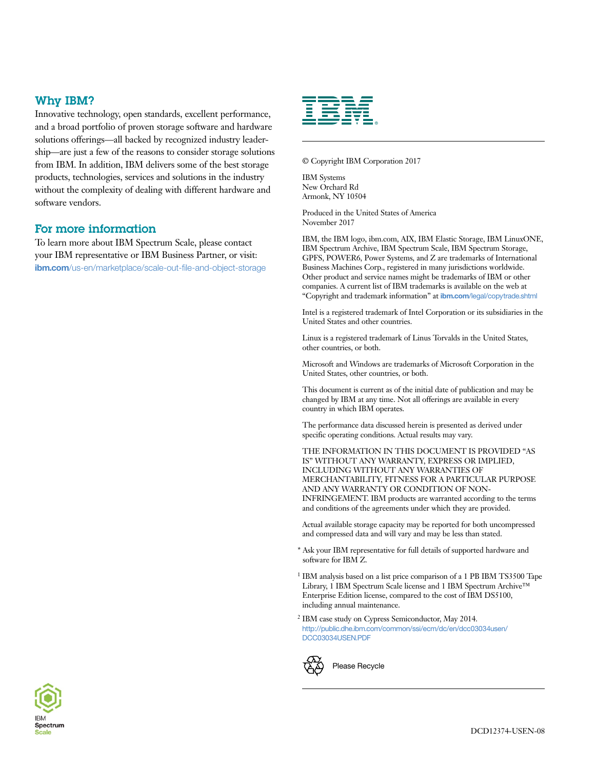## Why IBM?

Innovative technology, open standards, excellent performance, and a broad portfolio of proven storage software and hardware solutions offerings—all backed by recognized industry leadership—are just a few of the reasons to consider storage solutions from IBM. In addition, IBM delivers some of the best storage products, technologies, services and solutions in the industry without the complexity of dealing with different hardware and software vendors.

## For more information

To learn more about IBM Spectrum Scale, please contact your IBM representative or IBM Business Partner, or visit: **ibm.com**/us-en/marketplace/scale-out-file-and-object-storage

© Copyright IBM Corporation 2017

IBM Systems
New Orchard Rd
Armonk, NY 10504

Produced in the United States of America
November 2017

IBM, the IBM logo, ibm.com, AIX, IBM Elastic Storage, IBM LinuxONE, IBM Spectrum Archive, IBM Spectrum Scale, IBM Spectrum Storage, GPFS, POWER6, Power Systems, and Z are trademarks of International Business Machines Corp., registered in many jurisdictions worldwide. Other product and service names might be trademarks of IBM or other companies. A current list of IBM trademarks is available on the web at "Copyright and trademark information" at **ibm.com**/legal/copytrade.shtml

Intel is a registered trademark of Intel Corporation or its subsidiaries in the United States and other countries.

Linux is a registered trademark of Linus Torvalds in the United States, other countries, or both.

Microsoft and Windows are trademarks of Microsoft Corporation in the United States, other countries, or both.

This document is current as of the initial date of publication and may be changed by IBM at any time. Not all offerings are available in every country in which IBM operates.

The performance data discussed herein is presented as derived under specific operating conditions. Actual results may vary.

THE INFORMATION IN THIS DOCUMENT IS PROVIDED "AS IS" WITHOUT ANY WARRANTY, EXPRESS OR IMPLIED, INCLUDING WITHOUT ANY WARRANTIES OF MERCHANTABILITY, FITNESS FOR A PARTICULAR PURPOSE AND ANY WARRANTY OR CONDITION OF NON-INFRINGEMENT. IBM products are warranted according to the terms and conditions of the agreements under which they are provided.

Actual available storage capacity may be reported for both uncompressed and compressed data and will vary and may be less than stated.

* Ask your IBM representative for full details of supported hardware and software for IBM Z.

[1] IBM analysis based on a list price comparison of a 1 PB IBM TS3500 Tape Library, 1 IBM Spectrum Scale license and 1 IBM Spectrum Archive™ Enterprise Edition license, compared to the cost of IBM DS5100, including annual maintenance.

[2] IBM case study on Cypress Semiconductor, May 2014. http://public.dhe.ibm.com/common/ssi/ecm/dc/en/dcc03034usen/DCC03034USEN.PDF

Please Recycle

DCD12374-USEN-08